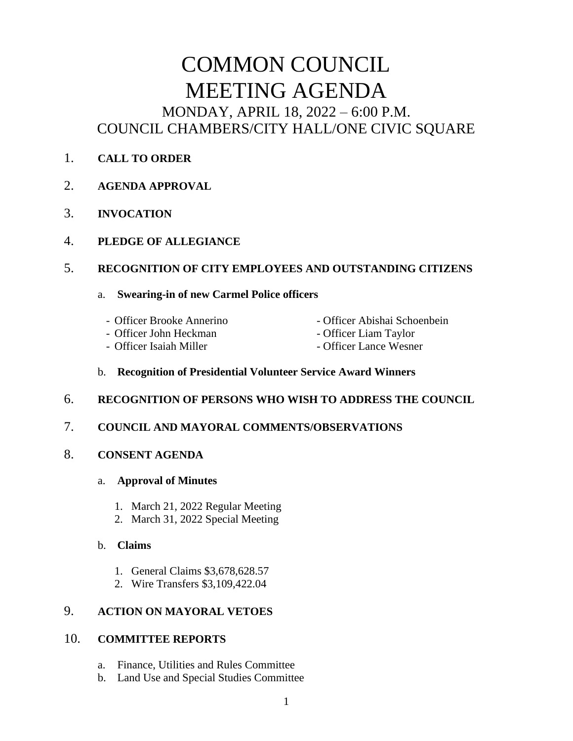# COMMON COUNCIL MEETING AGENDA

## MONDAY, APRIL 18, 2022 – 6:00 P.M.

## COUNCIL CHAMBERS/CITY HALL/ONE CIVIC SQUARE

1. **CALL TO ORDER**

2. **AGENDA APPROVAL**

3. **INVOCATION**

4. **PLEDGE OF ALLEGIANCE**

5. **RECOGNITION OF CITY EMPLOYEES AND OUTSTANDING CITIZENS**

   a. **Swearing-in of new Carmel Police officers**

      - Officer Brooke Annerino
      - Officer John Heckman
      - Officer Isaiah Miller
      - Officer Abishai Schoenbein
      - Officer Liam Taylor
      - Officer Lance Wesner

   b. **Recognition of Presidential Volunteer Service Award Winners**

6. **RECOGNITION OF PERSONS WHO WISH TO ADDRESS THE COUNCIL**

7. **COUNCIL AND MAYORAL COMMENTS/OBSERVATIONS**

8. **CONSENT AGENDA**

   a. **Approval of Minutes**

      1. March 21, 2022 Regular Meeting
      2. March 31, 2022 Special Meeting

   b. **Claims**

      1. General Claims $3,678,628.57
      2. Wire Transfers $3,109,422.04

9. **ACTION ON MAYORAL VETOES**

10. **COMMITTEE REPORTS**

    a. Finance, Utilities and Rules Committee
    b. Land Use and Special Studies Committee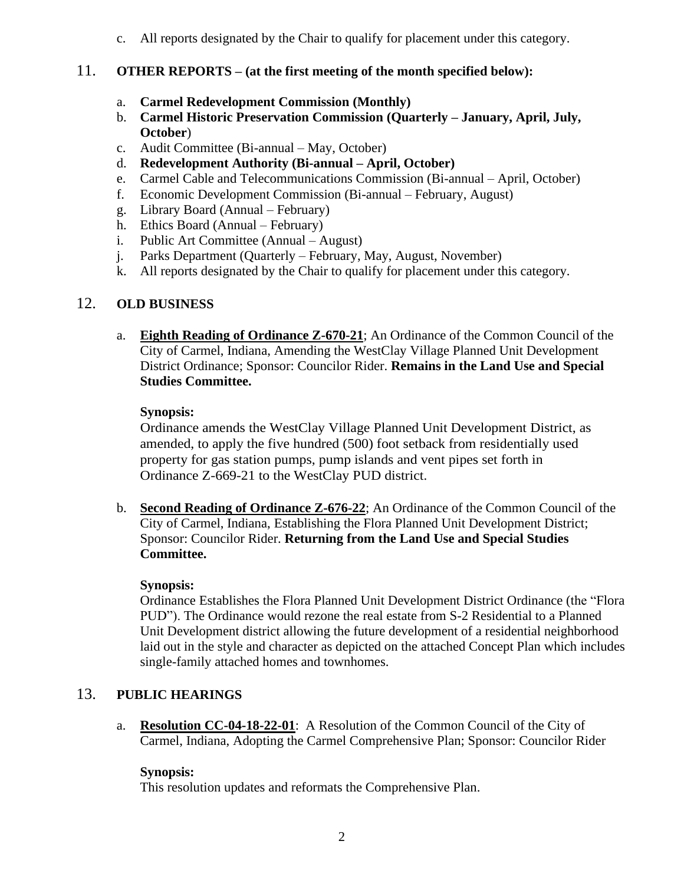c. All reports designated by the Chair to qualify for placement under this category.

11. **OTHER REPORTS – (at the first meeting of the month specified below):**

a. **Carmel Redevelopment Commission (Monthly)**
b. **Carmel Historic Preservation Commission (Quarterly – January, April, July, October**)
c. Audit Committee (Bi-annual – May, October)
d. **Redevelopment Authority (Bi-annual – April, October)**
e. Carmel Cable and Telecommunications Commission (Bi-annual – April, October)
f. Economic Development Commission (Bi-annual – February, August)
g. Library Board (Annual – February)
h. Ethics Board (Annual – February)
i. Public Art Committee (Annual – August)
j. Parks Department (Quarterly – February, May, August, November)
k. All reports designated by the Chair to qualify for placement under this category.

12. **OLD BUSINESS**

a. **Eighth Reading of Ordinance Z-670-21**; An Ordinance of the Common Council of the City of Carmel, Indiana, Amending the WestClay Village Planned Unit Development District Ordinance; Sponsor: Councilor Rider. **Remains in the Land Use and Special Studies Committee.**

**Synopsis:**
Ordinance amends the WestClay Village Planned Unit Development District, as amended, to apply the five hundred (500) foot setback from residentially used property for gas station pumps, pump islands and vent pipes set forth in Ordinance Z-669-21 to the WestClay PUD district.

b. **Second Reading of Ordinance Z-676-22**; An Ordinance of the Common Council of the City of Carmel, Indiana, Establishing the Flora Planned Unit Development District; Sponsor: Councilor Rider. **Returning from the Land Use and Special Studies Committee.**

**Synopsis:**
Ordinance Establishes the Flora Planned Unit Development District Ordinance (the "Flora PUD"). The Ordinance would rezone the real estate from S-2 Residential to a Planned Unit Development district allowing the future development of a residential neighborhood laid out in the style and character as depicted on the attached Concept Plan which includes single-family attached homes and townhomes.

13. **PUBLIC HEARINGS**

a. **Resolution CC-04-18-22-01**: A Resolution of the Common Council of the City of Carmel, Indiana, Adopting the Carmel Comprehensive Plan; Sponsor: Councilor Rider

**Synopsis:**
This resolution updates and reformats the Comprehensive Plan.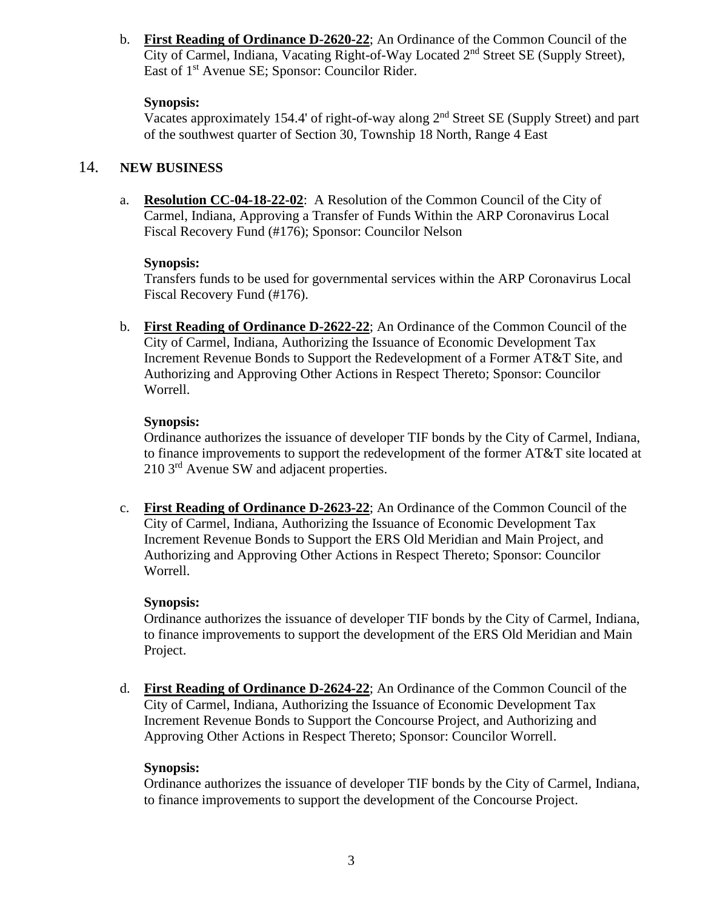b. **First Reading of Ordinance D-2620-22**; An Ordinance of the Common Council of the City of Carmel, Indiana, Vacating Right-of-Way Located 2nd Street SE (Supply Street), East of 1st Avenue SE; Sponsor: Councilor Rider.

**Synopsis:**
Vacates approximately 154.4' of right-of-way along 2nd Street SE (Supply Street) and part of the southwest quarter of Section 30, Township 18 North, Range 4 East

## 14. NEW BUSINESS

a. **Resolution CC-04-18-22-02**: A Resolution of the Common Council of the City of Carmel, Indiana, Approving a Transfer of Funds Within the ARP Coronavirus Local Fiscal Recovery Fund (#176); Sponsor: Councilor Nelson

**Synopsis:**
Transfers funds to be used for governmental services within the ARP Coronavirus Local Fiscal Recovery Fund (#176).

b. **First Reading of Ordinance D-2622-22**; An Ordinance of the Common Council of the City of Carmel, Indiana, Authorizing the Issuance of Economic Development Tax Increment Revenue Bonds to Support the Redevelopment of a Former AT&T Site, and Authorizing and Approving Other Actions in Respect Thereto; Sponsor: Councilor Worrell.

**Synopsis:**
Ordinance authorizes the issuance of developer TIF bonds by the City of Carmel, Indiana, to finance improvements to support the redevelopment of the former AT&T site located at 210 3rd Avenue SW and adjacent properties.

c. **First Reading of Ordinance D-2623-22**; An Ordinance of the Common Council of the City of Carmel, Indiana, Authorizing the Issuance of Economic Development Tax Increment Revenue Bonds to Support the ERS Old Meridian and Main Project, and Authorizing and Approving Other Actions in Respect Thereto; Sponsor: Councilor Worrell.

**Synopsis:**
Ordinance authorizes the issuance of developer TIF bonds by the City of Carmel, Indiana, to finance improvements to support the development of the ERS Old Meridian and Main Project.

d. **First Reading of Ordinance D-2624-22**; An Ordinance of the Common Council of the City of Carmel, Indiana, Authorizing the Issuance of Economic Development Tax Increment Revenue Bonds to Support the Concourse Project, and Authorizing and Approving Other Actions in Respect Thereto; Sponsor: Councilor Worrell.

**Synopsis:**
Ordinance authorizes the issuance of developer TIF bonds by the City of Carmel, Indiana, to finance improvements to support the development of the Concourse Project.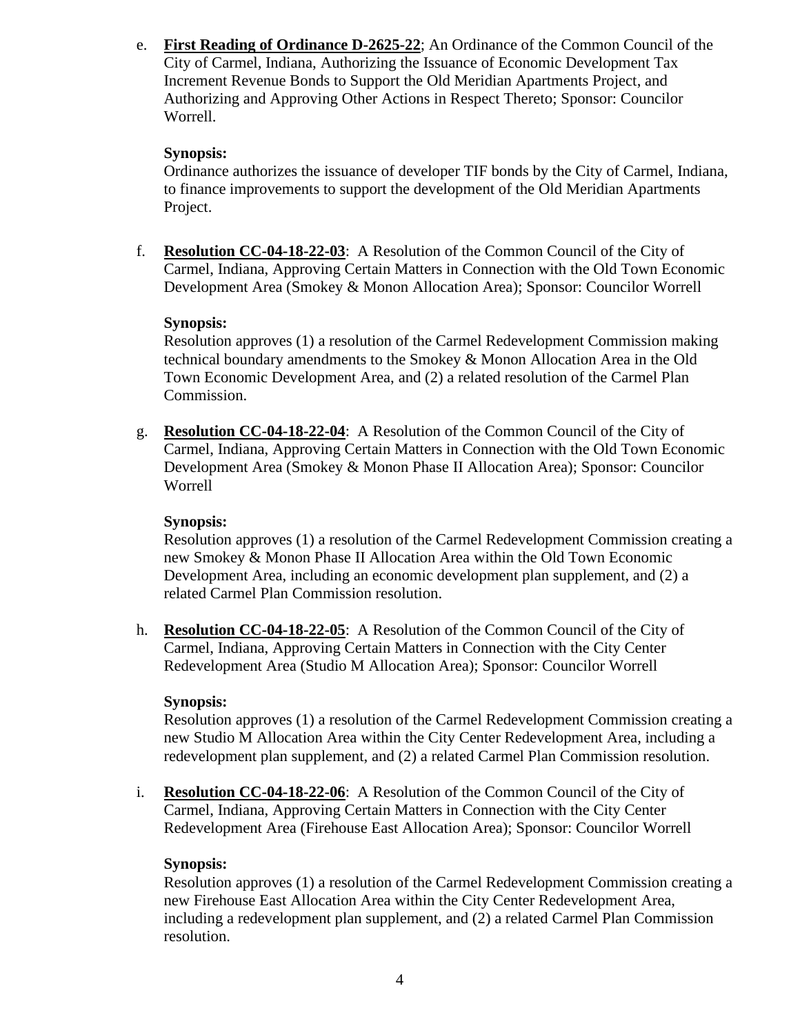e. **First Reading of Ordinance D-2625-22**; An Ordinance of the Common Council of the City of Carmel, Indiana, Authorizing the Issuance of Economic Development Tax Increment Revenue Bonds to Support the Old Meridian Apartments Project, and Authorizing and Approving Other Actions in Respect Thereto; Sponsor: Councilor Worrell.

   **Synopsis:**
   Ordinance authorizes the issuance of developer TIF bonds by the City of Carmel, Indiana, to finance improvements to support the development of the Old Meridian Apartments Project.

f. **Resolution CC-04-18-22-03**: A Resolution of the Common Council of the City of Carmel, Indiana, Approving Certain Matters in Connection with the Old Town Economic Development Area (Smokey & Monon Allocation Area); Sponsor: Councilor Worrell

   **Synopsis:**
   Resolution approves (1) a resolution of the Carmel Redevelopment Commission making technical boundary amendments to the Smokey & Monon Allocation Area in the Old Town Economic Development Area, and (2) a related resolution of the Carmel Plan Commission.

g. **Resolution CC-04-18-22-04**: A Resolution of the Common Council of the City of Carmel, Indiana, Approving Certain Matters in Connection with the Old Town Economic Development Area (Smokey & Monon Phase II Allocation Area); Sponsor: Councilor Worrell

   **Synopsis:**
   Resolution approves (1) a resolution of the Carmel Redevelopment Commission creating a new Smokey & Monon Phase II Allocation Area within the Old Town Economic Development Area, including an economic development plan supplement, and (2) a related Carmel Plan Commission resolution.

h. **Resolution CC-04-18-22-05**: A Resolution of the Common Council of the City of Carmel, Indiana, Approving Certain Matters in Connection with the City Center Redevelopment Area (Studio M Allocation Area); Sponsor: Councilor Worrell

   **Synopsis:**
   Resolution approves (1) a resolution of the Carmel Redevelopment Commission creating a new Studio M Allocation Area within the City Center Redevelopment Area, including a redevelopment plan supplement, and (2) a related Carmel Plan Commission resolution.

i. **Resolution CC-04-18-22-06**: A Resolution of the Common Council of the City of Carmel, Indiana, Approving Certain Matters in Connection with the City Center Redevelopment Area (Firehouse East Allocation Area); Sponsor: Councilor Worrell

   **Synopsis:**
   Resolution approves (1) a resolution of the Carmel Redevelopment Commission creating a new Firehouse East Allocation Area within the City Center Redevelopment Area, including a redevelopment plan supplement, and (2) a related Carmel Plan Commission resolution.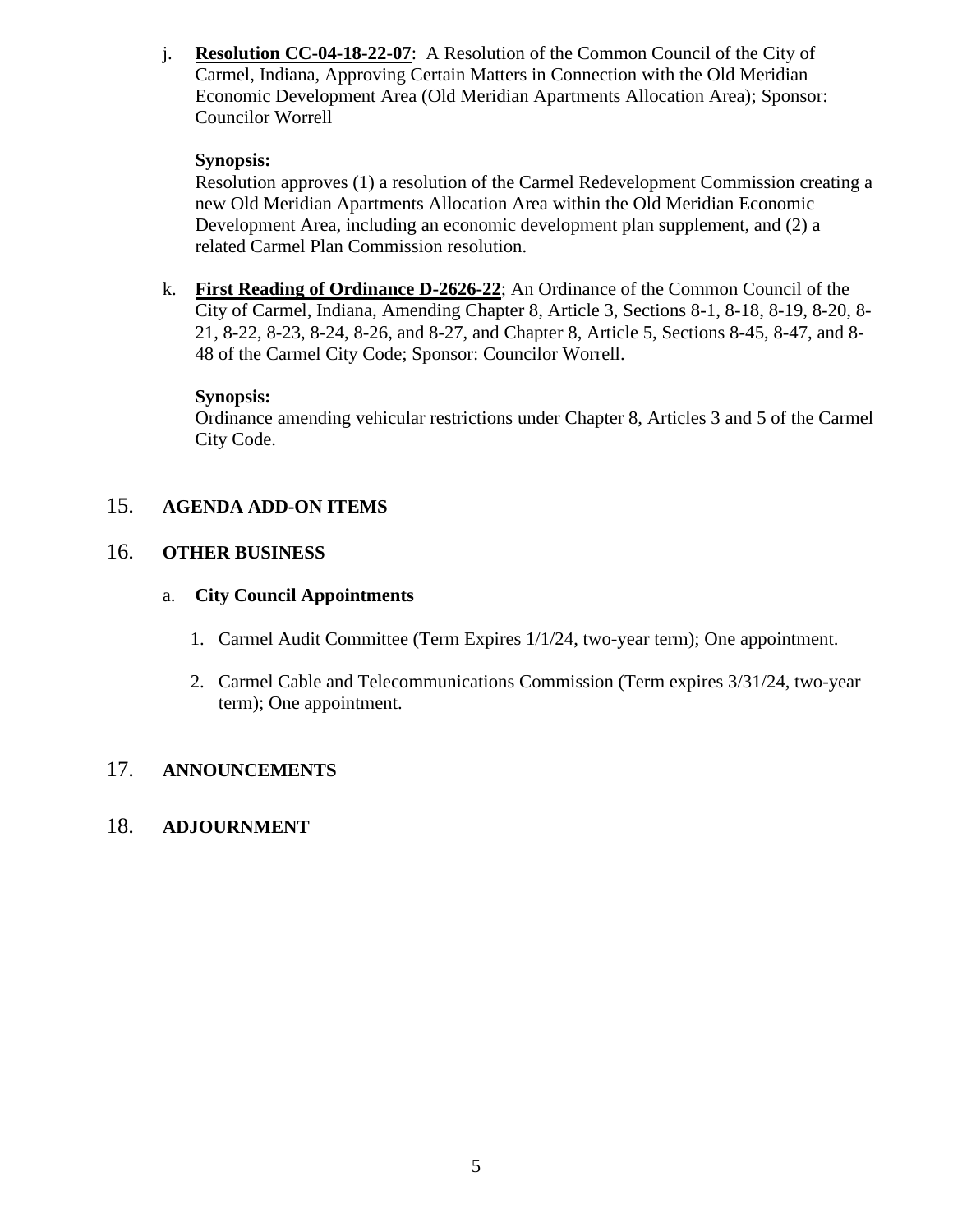j. **Resolution CC-04-18-22-07**: A Resolution of the Common Council of the City of Carmel, Indiana, Approving Certain Matters in Connection with the Old Meridian Economic Development Area (Old Meridian Apartments Allocation Area); Sponsor: Councilor Worrell

**Synopsis:**
Resolution approves (1) a resolution of the Carmel Redevelopment Commission creating a new Old Meridian Apartments Allocation Area within the Old Meridian Economic Development Area, including an economic development plan supplement, and (2) a related Carmel Plan Commission resolution.

k. **First Reading of Ordinance D-2626-22**; An Ordinance of the Common Council of the City of Carmel, Indiana, Amending Chapter 8, Article 3, Sections 8-1, 8-18, 8-19, 8-20, 8-21, 8-22, 8-23, 8-24, 8-26, and 8-27, and Chapter 8, Article 5, Sections 8-45, 8-47, and 8-48 of the Carmel City Code; Sponsor: Councilor Worrell.

**Synopsis:**
Ordinance amending vehicular restrictions under Chapter 8, Articles 3 and 5 of the Carmel City Code.

## 15. AGENDA ADD-ON ITEMS

## 16. OTHER BUSINESS

a. **City Council Appointments**

1. Carmel Audit Committee (Term Expires 1/1/24, two-year term); One appointment.
2. Carmel Cable and Telecommunications Commission (Term expires 3/31/24, two-year term); One appointment.

## 17. ANNOUNCEMENTS

## 18. ADJOURNMENT